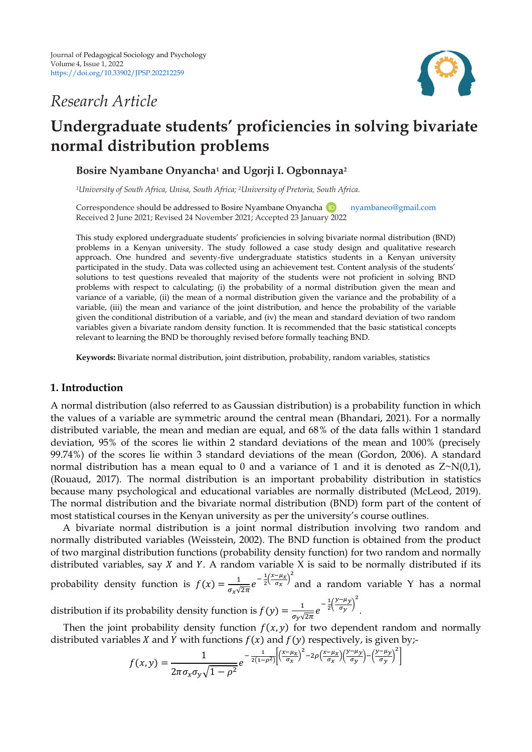Journal of Pedagogical Sociology and Psychology
Volume 4, Issue 1, 2022
https://doi.org/10.33902/JPSP.202212259

*Research Article*

# Undergraduate students' proficiencies in solving bivariate normal distribution problems

**Bosire Nyambane Onyancha[1] and Ugorji I. Ogbonnaya[2]**

*[1]University of South Africa, Unisa, South Africa; [2]University of Pretoria, South Africa.*

Correspondence should be addressed to Bosire Nyambane Onyancha nyambaneo@gmail.com
Received 2 June 2021; Revised 24 November 2021; Accepted 23 January 2022

This study explored undergraduate students' proficiencies in solving bivariate normal distribution (BND) problems in a Kenyan university. The study followed a case study design and qualitative research approach. One hundred and seventy-five undergraduate statistics students in a Kenyan university participated in the study. Data was collected using an achievement test. Content analysis of the students' solutions to test questions revealed that majority of the students were not proficient in solving BND problems with respect to calculating; (i) the probability of a normal distribution given the mean and variance of a variable, (ii) the mean of a normal distribution given the variance and the probability of a variable, (iii) the mean and variance of the joint distribution, and hence the probability of the variable given the conditional distribution of a variable, and (iv) the mean and standard deviation of two random variables given a bivariate random density function. It is recommended that the basic statistical concepts relevant to learning the BND be thoroughly revised before formally teaching BND.

**Keywords:** Bivariate normal distribution, joint distribution, probability, random variables, statistics

## 1. Introduction

A normal distribution (also referred to as Gaussian distribution) is a probability function in which the values of a variable are symmetric around the central mean (Bhandari, 2021). For a normally distributed variable, the mean and median are equal, and 68% of the data falls within 1 standard deviation, 95% of the scores lie within 2 standard deviations of the mean and 100% (precisely 99.74%) of the scores lie within 3 standard deviations of the mean (Gordon, 2006). A standard normal distribution has a mean equal to 0 and a variance of 1 and it is denoted as Z~N(0,1), (Rouaud, 2017). The normal distribution is an important probability distribution in statistics because many psychological and educational variables are normally distributed (McLeod, 2019). The normal distribution and the bivariate normal distribution (BND) form part of the content of most statistical courses in the Kenyan university as per the university's course outlines.

A bivariate normal distribution is a joint normal distribution involving two random and normally distributed variables (Weisstein, 2002). The BND function is obtained from the product of two marginal distribution functions (probability density function) for two random and normally distributed variables, say $X$ and $Y$. A random variable X is said to be normally distributed if its probability density function is $f(x) = \frac{1}{\sigma_x\sqrt{2\pi}}e^{-\frac{1}{2}\left(\frac{x-\mu_x}{\sigma_x}\right)^2}$ and a random variable Y has a normal distribution if its probability density function is $f(y) = \frac{1}{\sigma_y\sqrt{2\pi}}e^{-\frac{1}{2}\left(\frac{y-\mu_y}{\sigma_y}\right)^2}$.

Then the joint probability density function $f(x, y)$ for two dependent random and normally distributed variables $X$ and $Y$ with functions $f(x)$ and $f(y)$ respectively, is given by;-

$$f(x,y) = \frac{1}{2\pi\sigma_x\sigma_y\sqrt{1-\rho^2}}e^{-\frac{1}{2(1-\rho^2)}\left[\left(\frac{x-\mu_x}{\sigma_x}\right)^2-2\rho\left(\frac{x-\mu_x}{\sigma_x}\right)\left(\frac{y-\mu_y}{\sigma_y}\right)-\left(\frac{y-\mu_y}{\sigma_y}\right)^2\right]}$$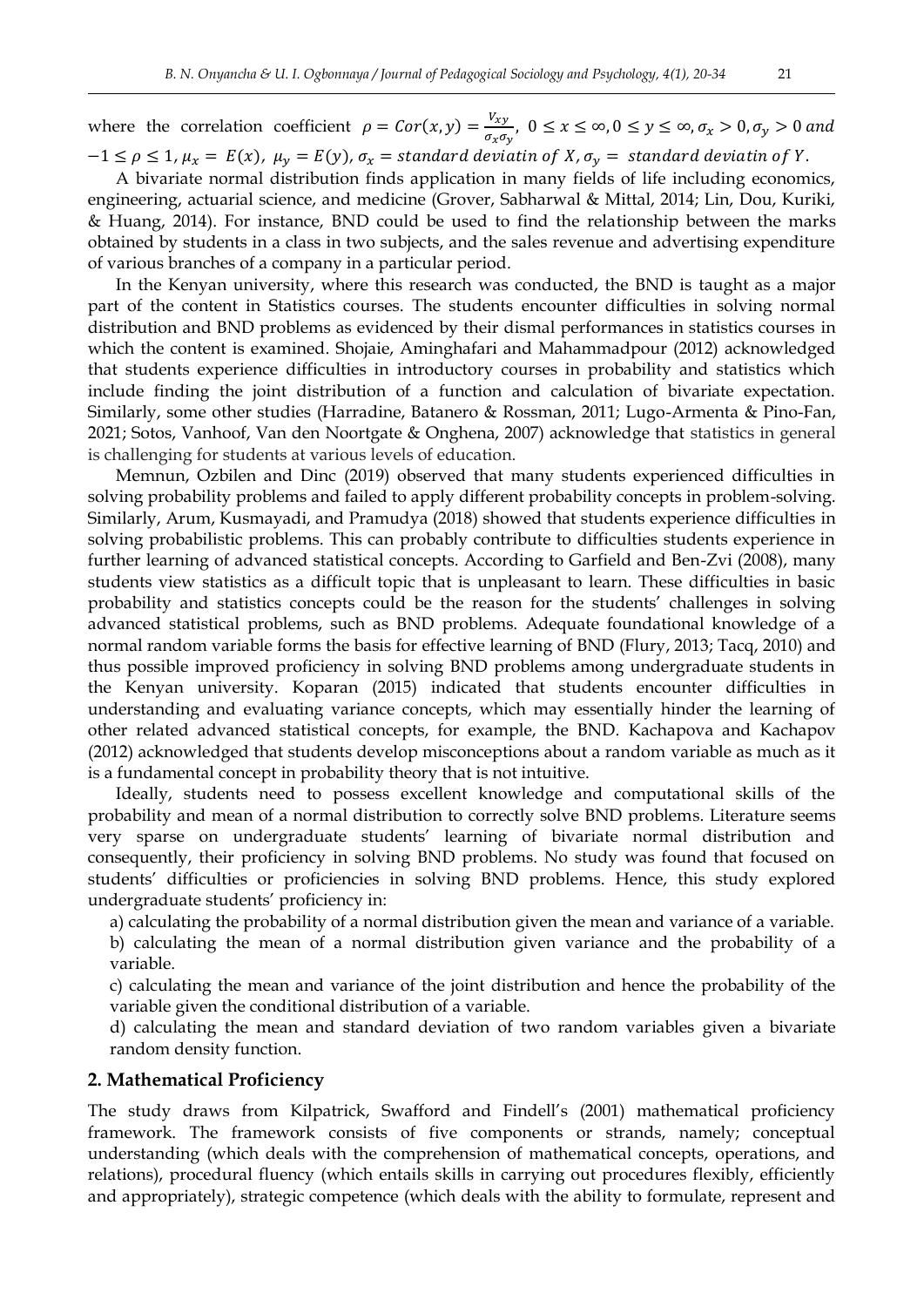where the correlation coefficient $\rho = Cor(x, y) = \frac{V_{xy}}{\sigma_x \sigma_y}$, $0 \leq x \leq \infty, 0 \leq y \leq \infty, \sigma_x > 0, \sigma_y > 0$ $and$ $-1 \leq \rho \leq 1, \mu_x = E(x),\ \mu_y = E(y), \sigma_x = standard\ deviatin\ of\ X, \sigma_y =\ standard\ deviatin\ of\ Y.$

A bivariate normal distribution finds application in many fields of life including economics, engineering, actuarial science, and medicine (Grover, Sabharwal & Mittal, 2014; Lin, Dou, Kuriki, & Huang, 2014). For instance, BND could be used to find the relationship between the marks obtained by students in a class in two subjects, and the sales revenue and advertising expenditure of various branches of a company in a particular period.

In the Kenyan university, where this research was conducted, the BND is taught as a major part of the content in Statistics courses. The students encounter difficulties in solving normal distribution and BND problems as evidenced by their dismal performances in statistics courses in which the content is examined. Shojaie, Aminghafari and Mammadpour (2012) acknowledged that students experience difficulties in introductory courses in probability and statistics which include finding the joint distribution of a function and calculation of bivariate expectation. Similarly, some other studies (Harradine, Batanero & Rossman, 2011; Lugo-Armenta & Pino-Fan, 2021; Sotos, Vanhoof, Van den Noortgate & Onghena, 2007) acknowledge that statistics in general is challenging for students at various levels of education.

Memnun, Ozbilen and Dinc (2019) observed that many students experienced difficulties in solving probability problems and failed to apply different probability concepts in problem-solving. Similarly, Arum, Kusmayadi, and Pramudya (2018) showed that students experience difficulties in solving probabilistic problems. This can probably contribute to difficulties students experience in further learning of advanced statistical concepts. According to Garfield and Ben-Zvi (2008), many students view statistics as a difficult topic that is unpleasant to learn. These difficulties in basic probability and statistics concepts could be the reason for the students' challenges in solving advanced statistical problems, such as BND problems. Adequate foundational knowledge of a normal random variable forms the basis for effective learning of BND (Flury, 2013; Tacq, 2010) and thus possible improved proficiency in solving BND problems among undergraduate students in the Kenyan university. Koparan (2015) indicated that students encounter difficulties in understanding and evaluating variance concepts, which may essentially hinder the learning of other related advanced statistical concepts, for example, the BND. Kachapova and Kachapov (2012) acknowledged that students develop misconceptions about a random variable as much as it is a fundamental concept in probability theory that is not intuitive.

Ideally, students need to possess excellent knowledge and computational skills of the probability and mean of a normal distribution to correctly solve BND problems. Literature seems very sparse on undergraduate students' learning of bivariate normal distribution and consequently, their proficiency in solving BND problems. No study was found that focused on students' difficulties or proficiencies in solving BND problems. Hence, this study explored undergraduate students' proficiency in:

a) calculating the probability of a normal distribution given the mean and variance of a variable.

b) calculating the mean of a normal distribution given variance and the probability of a variable.

c) calculating the mean and variance of the joint distribution and hence the probability of the variable given the conditional distribution of a variable.

d) calculating the mean and standard deviation of two random variables given a bivariate random density function.

## 2. Mathematical Proficiency

The study draws from Kilpatrick, Swafford and Findell's (2001) mathematical proficiency framework. The framework consists of five components or strands, namely; conceptual understanding (which deals with the comprehension of mathematical concepts, operations, and relations), procedural fluency (which entails skills in carrying out procedures flexibly, efficiently and appropriately), strategic competence (which deals with the ability to formulate, represent and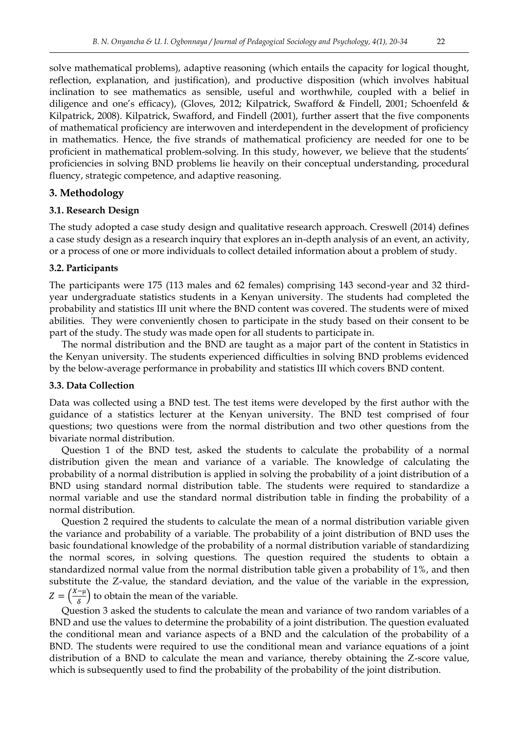solve mathematical problems), adaptive reasoning (which entails the capacity for logical thought, reflection, explanation, and justification), and productive disposition (which involves habitual inclination to see mathematics as sensible, useful and worthwhile, coupled with a belief in diligence and one's efficacy), (Gloves, 2012; Kilpatrick, Swafford & Findell, 2001; Schoenfeld & Kilpatrick, 2008). Kilpatrick, Swafford, and Findell (2001), further assert that the five components of mathematical proficiency are interwoven and interdependent in the development of proficiency in mathematics. Hence, the five strands of mathematical proficiency are needed for one to be proficient in mathematical problem-solving. In this study, however, we believe that the students' proficiencies in solving BND problems lie heavily on their conceptual understanding, procedural fluency, strategic competence, and adaptive reasoning.

## 3. Methodology

### 3.1. Research Design

The study adopted a case study design and qualitative research approach. Creswell (2014) defines a case study design as a research inquiry that explores an in-depth analysis of an event, an activity, or a process of one or more individuals to collect detailed information about a problem of study.

### 3.2. Participants

The participants were 175 (113 males and 62 females) comprising 143 second-year and 32 third-year undergraduate statistics students in a Kenyan university. The students had completed the probability and statistics III unit where the BND content was covered. The students were of mixed abilities. They were conveniently chosen to participate in the study based on their consent to be part of the study. The study was made open for all students to participate in.

The normal distribution and the BND are taught as a major part of the content in Statistics in the Kenyan university. The students experienced difficulties in solving BND problems evidenced by the below-average performance in probability and statistics III which covers BND content.

### 3.3. Data Collection

Data was collected using a BND test. The test items were developed by the first author with the guidance of a statistics lecturer at the Kenyan university. The BND test comprised of four questions; two questions were from the normal distribution and two other questions from the bivariate normal distribution.

Question 1 of the BND test, asked the students to calculate the probability of a normal distribution given the mean and variance of a variable. The knowledge of calculating the probability of a normal distribution is applied in solving the probability of a joint distribution of a BND using standard normal distribution table. The students were required to standardize a normal variable and use the standard normal distribution table in finding the probability of a normal distribution.

Question 2 required the students to calculate the mean of a normal distribution variable given the variance and probability of a variable. The probability of a joint distribution of BND uses the basic foundational knowledge of the probability of a normal distribution variable of standardizing the normal scores, in solving questions. The question required the students to obtain a standardized normal value from the normal distribution table given a probability of 1%, and then substitute the Z-value, the standard deviation, and the value of the variable in the expression, $Z = \left(\frac{X-\mu}{\delta}\right)$ to obtain the mean of the variable.

Question 3 asked the students to calculate the mean and variance of two random variables of a BND and use the values to determine the probability of a joint distribution. The question evaluated the conditional mean and variance aspects of a BND and the calculation of the probability of a BND. The students were required to use the conditional mean and variance equations of a joint distribution of a BND to calculate the mean and variance, thereby obtaining the Z-score value, which is subsequently used to find the probability of the probability of the joint distribution.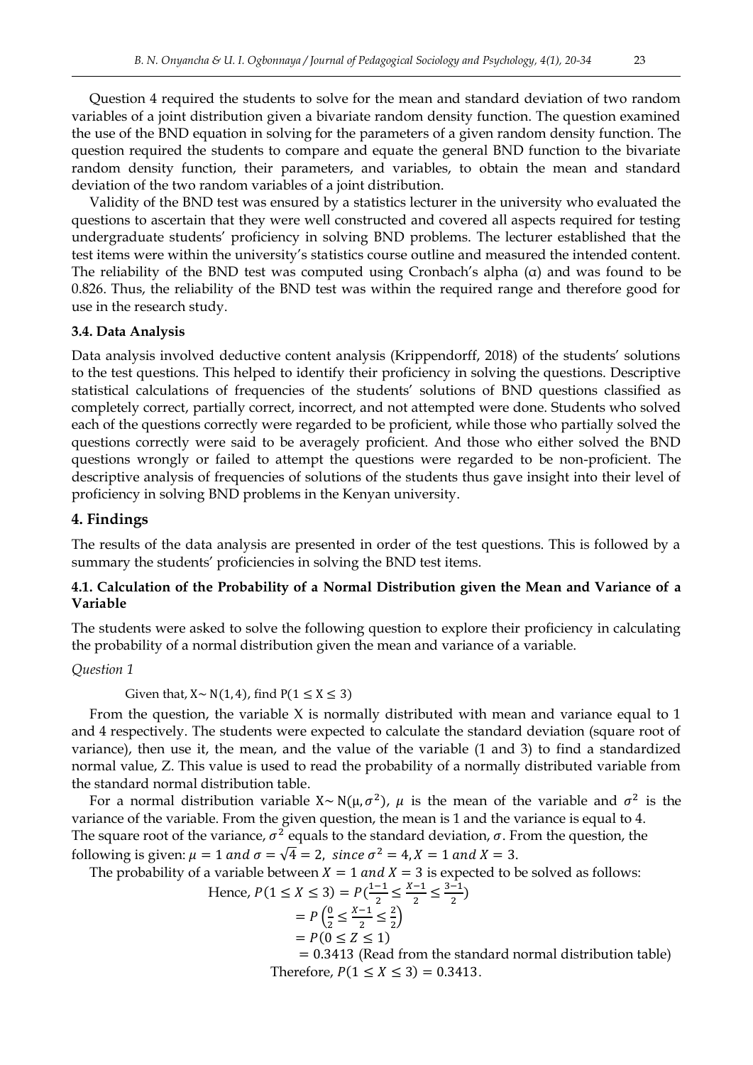Question 4 required the students to solve for the mean and standard deviation of two random variables of a joint distribution given a bivariate random density function. The question examined the use of the BND equation in solving for the parameters of a given random density function. The question required the students to compare and equate the general BND function to the bivariate random density function, their parameters, and variables, to obtain the mean and standard deviation of the two random variables of a joint distribution.

Validity of the BND test was ensured by a statistics lecturer in the university who evaluated the questions to ascertain that they were well constructed and covered all aspects required for testing undergraduate students' proficiency in solving BND problems. The lecturer established that the test items were within the university's statistics course outline and measured the intended content. The reliability of the BND test was computed using Cronbach's alpha (α) and was found to be 0.826. Thus, the reliability of the BND test was within the required range and therefore good for use in the research study.

### 3.4. Data Analysis

Data analysis involved deductive content analysis (Krippendorff, 2018) of the students' solutions to the test questions. This helped to identify their proficiency in solving the questions. Descriptive statistical calculations of frequencies of the students' solutions of BND questions classified as completely correct, partially correct, incorrect, and not attempted were done. Students who solved each of the questions correctly were regarded to be proficient, while those who partially solved the questions correctly were said to be averagely proficient. And those who either solved the BND questions wrongly or failed to attempt the questions were regarded to be non-proficient. The descriptive analysis of frequencies of solutions of the students thus gave insight into their level of proficiency in solving BND problems in the Kenyan university.

## 4. Findings

The results of the data analysis are presented in order of the test questions. This is followed by a summary the students' proficiencies in solving the BND test items.

### 4.1. Calculation of the Probability of a Normal Distribution given the Mean and Variance of a Variable

The students were asked to solve the following question to explore their proficiency in calculating the probability of a normal distribution given the mean and variance of a variable.

*Question 1*

Given that, $X \sim N(1, 4)$, find $P(1 \leq X \leq 3)$

From the question, the variable X is normally distributed with mean and variance equal to 1 and 4 respectively. The students were expected to calculate the standard deviation (square root of variance), then use it, the mean, and the value of the variable (1 and 3) to find a standardized normal value, Z. This value is used to read the probability of a normally distributed variable from the standard normal distribution table.

For a normal distribution variable $X \sim N(\mu, \sigma^2)$, $\mu$ is the mean of the variable and $\sigma^2$ is the variance of the variable. From the given question, the mean is 1 and the variance is equal to 4. The square root of the variance, $\sigma^2$ equals to the standard deviation, $\sigma$. From the question, the following is given: $\mu = 1$ *and* $\sigma = \sqrt{4} = 2$, *since* $\sigma^2 = 4, X = 1$ *and* $X = 3$.

The probability of a variable between $X = 1$ *and* $X = 3$ is expected to be solved as follows:

$$
\begin{aligned}
\text{Hence, } P(1 \leq X \leq 3) &= P\left(\tfrac{1-1}{2} \leq \tfrac{X-1}{2} \leq \tfrac{3-1}{2}\right) \\
&= P\left(\tfrac{0}{2} \leq \tfrac{X-1}{2} \leq \tfrac{2}{2}\right) \\
&= P(0 \leq Z \leq 1) \\
&= 0.3413 \text{ (Read from the standard normal distribution table)}
\end{aligned}
$$

Therefore, $P(1 \leq X \leq 3) = 0.3413$.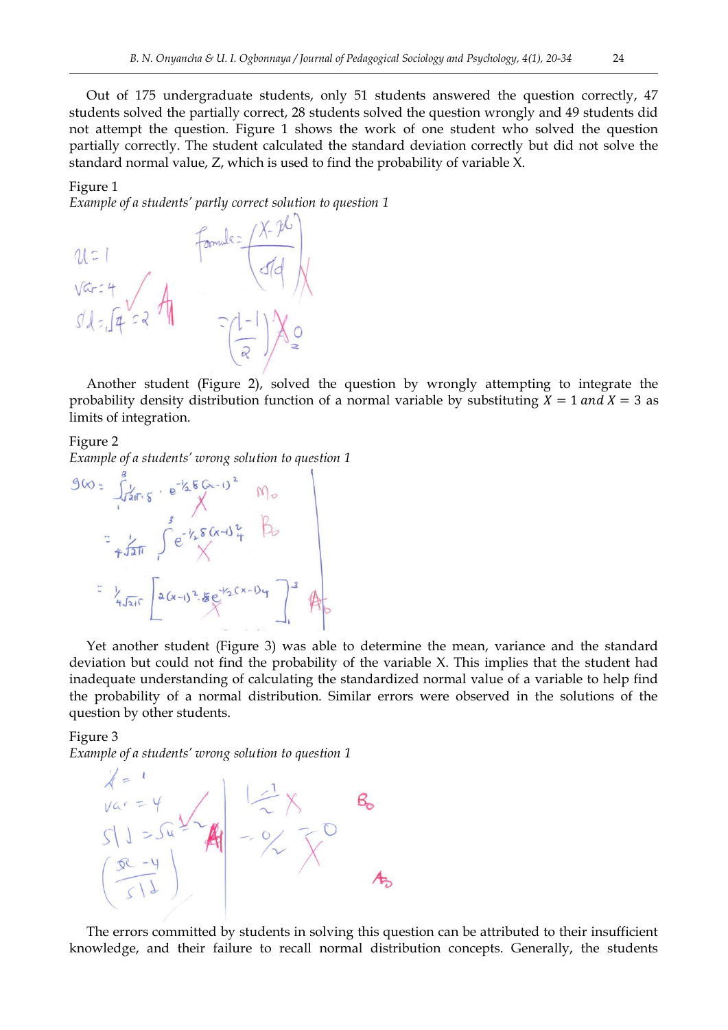Out of 175 undergraduate students, only 51 students answered the question correctly, 47 students solved the partially correct, 28 students solved the question wrongly and 49 students did not attempt the question. Figure 1 shows the work of one student who solved the question partially correctly. The student calculated the standard deviation correctly but did not solve the standard normal value, Z, which is used to find the probability of variable X.

Figure 1

*Example of a students' partly correct solution to question 1*

Another student (Figure 2), solved the question by wrongly attempting to integrate the probability density distribution function of a normal variable by substituting $X = 1\ and\ X = 3$ as limits of integration.

Figure 2

*Example of a students' wrong solution to question 1*

Yet another student (Figure 3) was able to determine the mean, variance and the standard deviation but could not find the probability of the variable X. This implies that the student had inadequate understanding of calculating the standardized normal value of a variable to help find the probability of a normal distribution. Similar errors were observed in the solutions of the question by other students.

Figure 3

*Example of a students' wrong solution to question 1*

The errors committed by students in solving this question can be attributed to their insufficient knowledge, and their failure to recall normal distribution concepts. Generally, the students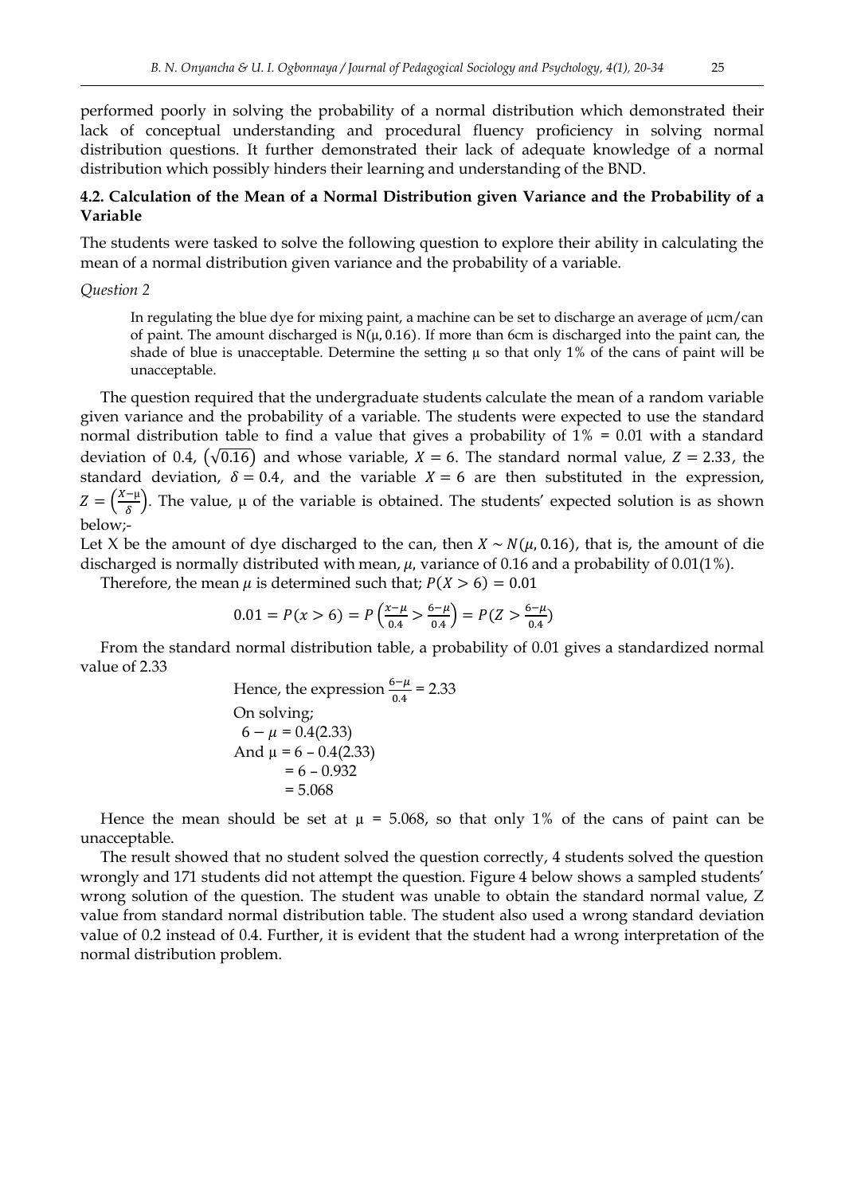performed poorly in solving the probability of a normal distribution which demonstrated their lack of conceptual understanding and procedural fluency proficiency in solving normal distribution questions. It further demonstrated their lack of adequate knowledge of a normal distribution which possibly hinders their learning and understanding of the BND.

### 4.2. Calculation of the Mean of a Normal Distribution given Variance and the Probability of a Variable

The students were tasked to solve the following question to explore their ability in calculating the mean of a normal distribution given variance and the probability of a variable.

*Question 2*

> In regulating the blue dye for mixing paint, a machine can be set to discharge an average of μcm/can of paint. The amount discharged is $N(\mu, 0.16)$. If more than 6cm is discharged into the paint can, the shade of blue is unacceptable. Determine the setting μ so that only 1% of the cans of paint will be unacceptable.

The question required that the undergraduate students calculate the mean of a random variable given variance and the probability of a variable. The students were expected to use the standard normal distribution table to find a value that gives a probability of 1% = 0.01 with a standard deviation of 0.4, $(\sqrt{0.16})$ and whose variable, $X = 6$. The standard normal value, $Z = 2.33$, the standard deviation, $\delta = 0.4$, and the variable $X = 6$ are then substituted in the expression, $Z = \left(\frac{X-\mu}{\delta}\right)$. The value, μ of the variable is obtained. The students' expected solution is as shown below;-

Let X be the amount of dye discharged to the can, then $X \sim N(\mu, 0.16)$, that is, the amount of die discharged is normally distributed with mean, $\mu$, variance of 0.16 and a probability of 0.01(1%).

Therefore, the mean $\mu$ is determined such that; $P(X > 6) = 0.01$

$$0.01 = P(x > 6) = P\left(\frac{x-\mu}{0.4} > \frac{6-\mu}{0.4}\right) = P(Z > \frac{6-\mu}{0.4})$$

From the standard normal distribution table, a probability of 0.01 gives a standardized normal value of 2.33

Hence, the expression $\frac{6-\mu}{0.4} = 2.33$

On solving;

$6 - \mu = 0.4(2.33)$

And $\mu = 6 - 0.4(2.33)$

$= 6 - 0.932$

$= 5.068$

Hence the mean should be set at $\mu = 5.068$, so that only 1% of the cans of paint can be unacceptable.

The result showed that no student solved the question correctly, 4 students solved the question wrongly and 171 students did not attempt the question. Figure 4 below shows a sampled students' wrong solution of the question. The student was unable to obtain the standard normal value, Z value from standard normal distribution table. The student also used a wrong standard deviation value of 0.2 instead of 0.4. Further, it is evident that the student had a wrong interpretation of the normal distribution problem.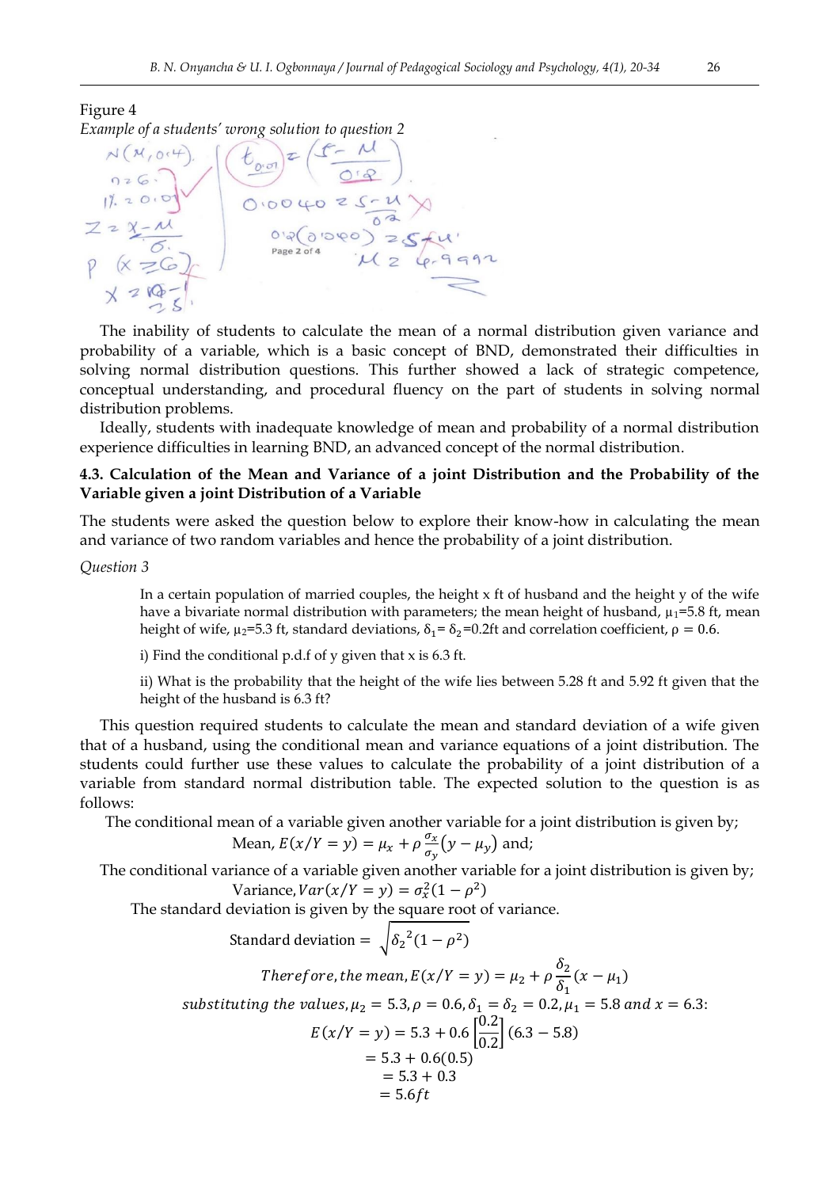Figure 4

*Example of a students' wrong solution to question 2*

The inability of students to calculate the mean of a normal distribution given variance and probability of a variable, which is a basic concept of BND, demonstrated their difficulties in solving normal distribution questions. This further showed a lack of strategic competence, conceptual understanding, and procedural fluency on the part of students in solving normal distribution problems.

Ideally, students with inadequate knowledge of mean and probability of a normal distribution experience difficulties in learning BND, an advanced concept of the normal distribution.

### 4.3. Calculation of the Mean and Variance of a joint Distribution and the Probability of the Variable given a joint Distribution of a Variable

The students were asked the question below to explore their know-how in calculating the mean and variance of two random variables and hence the probability of a joint distribution.

*Question 3*

> In a certain population of married couples, the height x ft of husband and the height y of the wife have a bivariate normal distribution with parameters; the mean height of husband, $\mu_1$=5.8 ft, mean height of wife, $\mu_2$=5.3 ft, standard deviations, $\delta_1 = \delta_2$ =0.2ft and correlation coefficient, $\rho$ = 0.6.
>
> i) Find the conditional p.d.f of y given that x is 6.3 ft.
>
> ii) What is the probability that the height of the wife lies between 5.28 ft and 5.92 ft given that the height of the husband is 6.3 ft?

This question required students to calculate the mean and standard deviation of a wife given that of a husband, using the conditional mean and variance equations of a joint distribution. The students could further use these values to calculate the probability of a joint distribution of a variable from standard normal distribution table. The expected solution to the question is as follows:

The conditional mean of a variable given another variable for a joint distribution is given by;

$$\text{Mean, } E(x/Y = y) = \mu_x + \rho \frac{\sigma_x}{\sigma_y}(y - \mu_y) \text{ and;}$$

The conditional variance of a variable given another variable for a joint distribution is given by;

$$\text{Variance, } Var(x/Y = y) = \sigma_x^2(1 - \rho^2)$$

The standard deviation is given by the square root of variance.

$$\text{Standard deviation} = \sqrt{\delta_2{}^2(1 - \rho^2)}$$

$$Therefore, the\ mean, E(x/Y = y) = \mu_2 + \rho \frac{\delta_2}{\delta_1}(x - \mu_1)$$

$$substituting\ the\ values, \mu_2 = 5.3, \rho = 0.6, \delta_1 = \delta_2 = 0.2, \mu_1 = 5.8\ and\ x = 6.3:$$

$$E(x/Y = y) = 5.3 + 0.6\left[\frac{0.2}{0.2}\right](6.3 - 5.8)$$

$$= 5.3 + 0.6(0.5)$$

$$= 5.3 + 0.3$$

$$= 5.6ft$$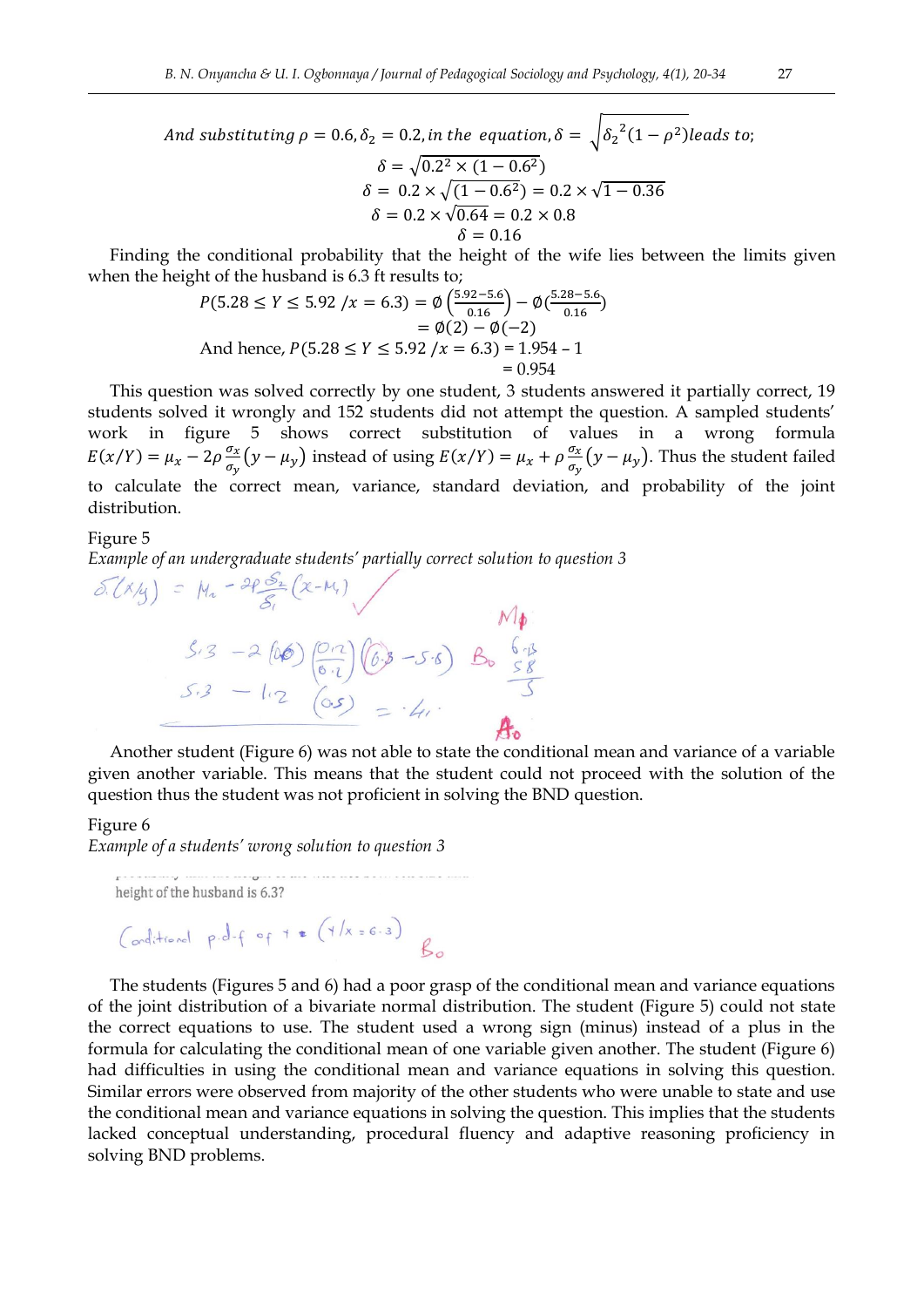$$\text{And substituting } \rho = 0.6, \delta_2 = 0.2, \text{in the equation}, \delta = \sqrt{\delta_2{}^2(1-\rho^2)} \text{ leads to;}$$

$$\delta = \sqrt{0.2^2 \times (1 - 0.6^2)}$$

$$\delta = 0.2 \times \sqrt{(1 - 0.6^2)} = 0.2 \times \sqrt{1 - 0.36}$$

$$\delta = 0.2 \times \sqrt{0.64} = 0.2 \times 0.8$$

$$\delta = 0.16$$

Finding the conditional probability that the height of the wife lies between the limits given when the height of the husband is 6.3 ft results to;

$$P(5.28 \leq Y \leq 5.92 \,/x = 6.3) = \emptyset\left(\frac{5.92 - 5.6}{0.16}\right) - \emptyset\left(\frac{5.28 - 5.6}{0.16}\right)$$

$$= \emptyset(2) - \emptyset(-2)$$

And hence, $P(5.28 \leq Y \leq 5.92 \,/x = 6.3) = 1.954 - 1$

$= 0.954$

This question was solved correctly by one student, 3 students answered it partially correct, 19 students solved it wrongly and 152 students did not attempt the question. A sampled students' work in figure 5 shows correct substitution of values in a wrong formula $E(x/Y) = \mu_x - 2\rho\frac{\sigma_x}{\sigma_y}(y - \mu_y)$ instead of using $E(x/Y) = \mu_x + \rho\frac{\sigma_x}{\sigma_y}(y - \mu_y)$. Thus the student failed to calculate the correct mean, variance, standard deviation, and probability of the joint distribution.

Figure 5

*Example of an undergraduate students' partially correct solution to question 3*

Another student (Figure 6) was not able to state the conditional mean and variance of a variable given another variable. This means that the student could not proceed with the solution of the question thus the student was not proficient in solving the BND question.

Figure 6

*Example of a students' wrong solution to question 3*

The students (Figures 5 and 6) had a poor grasp of the conditional mean and variance equations of the joint distribution of a bivariate normal distribution. The student (Figure 5) could not state the correct equations to use. The student used a wrong sign (minus) instead of a plus in the formula for calculating the conditional mean of one variable given another. The student (Figure 6) had difficulties in using the conditional mean and variance equations in solving this question. Similar errors were observed from majority of the other students who were unable to state and use the conditional mean and variance equations in solving the question. This implies that the students lacked conceptual understanding, procedural fluency and adaptive reasoning proficiency in solving BND problems.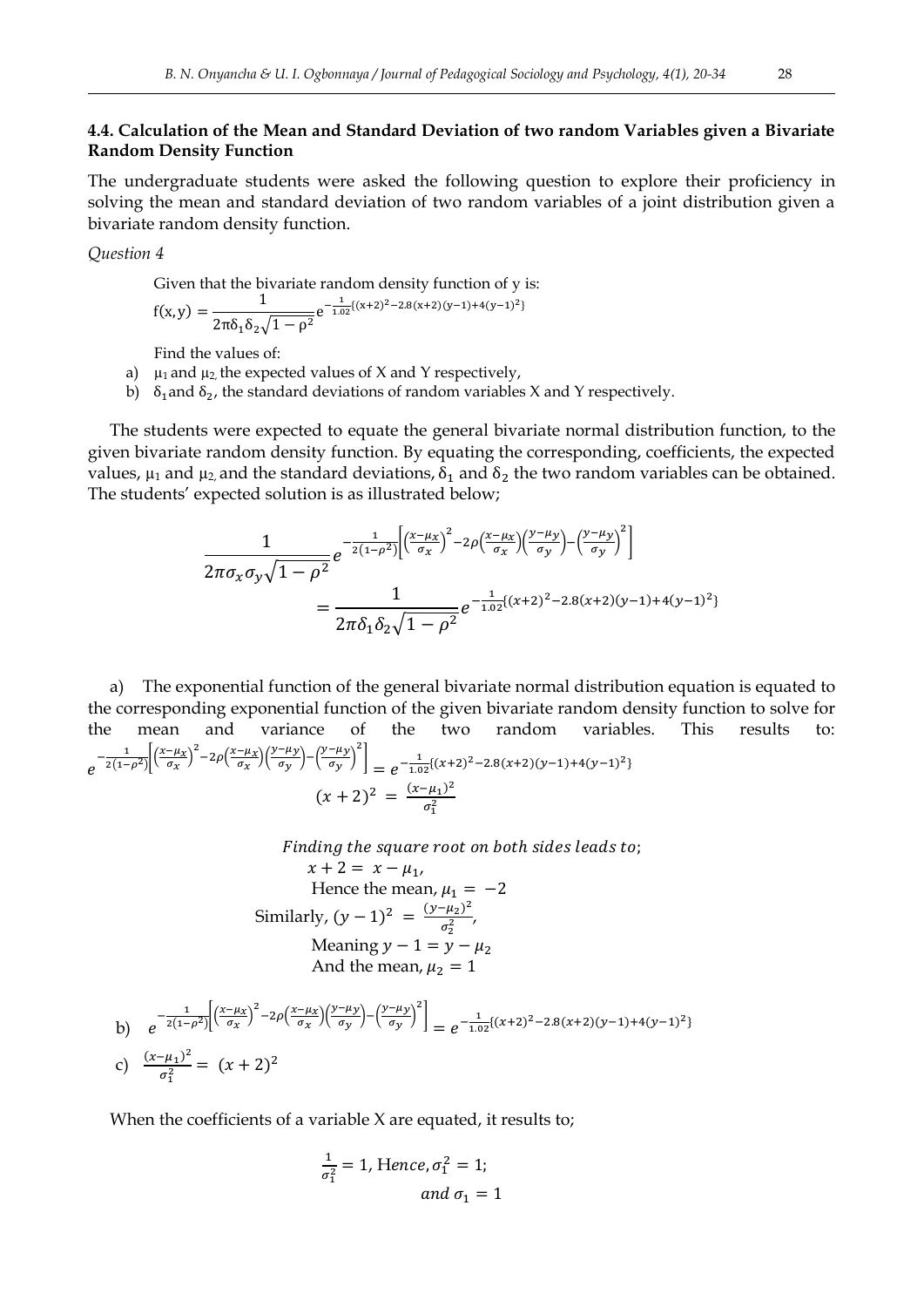### 4.4. Calculation of the Mean and Standard Deviation of two random Variables given a Bivariate Random Density Function

The undergraduate students were asked the following question to explore their proficiency in solving the mean and standard deviation of two random variables of a joint distribution given a bivariate random density function.

*Question 4*

Given that the bivariate random density function of y is:

$$\mathrm{f(x,y)} = \frac{1}{2\pi\delta_1\delta_2\sqrt{1-\rho^2}}\mathrm{e}^{-\frac{1}{1.02}\{(x+2)^2-2.8(x+2)(y-1)+4(y-1)^2\}}$$

Find the values of:

a) $\mu_1$ and $\mu_2$, the expected values of X and Y respectively,

b) $\delta_1$ and $\delta_2$, the standard deviations of random variables X and Y respectively.

The students were expected to equate the general bivariate normal distribution function, to the given bivariate random density function. By equating the corresponding, coefficients, the expected values, $\mu_1$ and $\mu_2$, and the standard deviations, $\delta_1$ and $\delta_2$ the two random variables can be obtained. The students' expected solution is as illustrated below;

$$\frac{1}{2\pi\sigma_x\sigma_y\sqrt{1-\rho^2}}e^{-\frac{1}{2(1-\rho^2)}\left[\left(\frac{x-\mu_x}{\sigma_x}\right)^2-2\rho\left(\frac{x-\mu_x}{\sigma_x}\right)\left(\frac{y-\mu_y}{\sigma_y}\right)-\left(\frac{y-\mu_y}{\sigma_y}\right)^2\right]} = \frac{1}{2\pi\delta_1\delta_2\sqrt{1-\rho^2}}e^{-\frac{1}{1.02}\{(x+2)^2-2.8(x+2)(y-1)+4(y-1)^2\}}$$

a) The exponential function of the general bivariate normal distribution equation is equated to the corresponding exponential function of the given bivariate random density function to solve for the mean and variance of the two random variables. This results to:

$$e^{-\frac{1}{2(1-\rho^2)}\left[\left(\frac{x-\mu_x}{\sigma_x}\right)^2-2\rho\left(\frac{x-\mu_x}{\sigma_x}\right)\left(\frac{y-\mu_y}{\sigma_y}\right)-\left(\frac{y-\mu_y}{\sigma_y}\right)^2\right]} = e^{-\frac{1}{1.02}\{(x+2)^2-2.8(x+2)(y-1)+4(y-1)^2\}}$$

$$(x+2)^2 = \frac{(x-\mu_1)^2}{\sigma_1^2}$$

*Finding the square root on both sides leads to*;

$$x+2 = x-\mu_1,$$

Hence the mean, $\mu_1 = -2$

Similarly, $(y-1)^2 = \frac{(y-\mu_2)^2}{\sigma_2^2}$,

Meaning $y-1 = y-\mu_2$

And the mean, $\mu_2 = 1$

b) $$e^{-\frac{1}{2(1-\rho^2)}\left[\left(\frac{x-\mu_x}{\sigma_x}\right)^2-2\rho\left(\frac{x-\mu_x}{\sigma_x}\right)\left(\frac{y-\mu_y}{\sigma_y}\right)-\left(\frac{y-\mu_y}{\sigma_y}\right)^2\right]} = e^{-\frac{1}{1.02}\{(x+2)^2-2.8(x+2)(y-1)+4(y-1)^2\}}$$

c) $\frac{(x-\mu_1)^2}{\sigma_1^2} = (x+2)^2$

When the coefficients of a variable X are equated, it results to;

$$\frac{1}{\sigma_1^2} = 1, \text{Hence}, \sigma_1^2 = 1;$$

$$\text{and } \sigma_1 = 1$$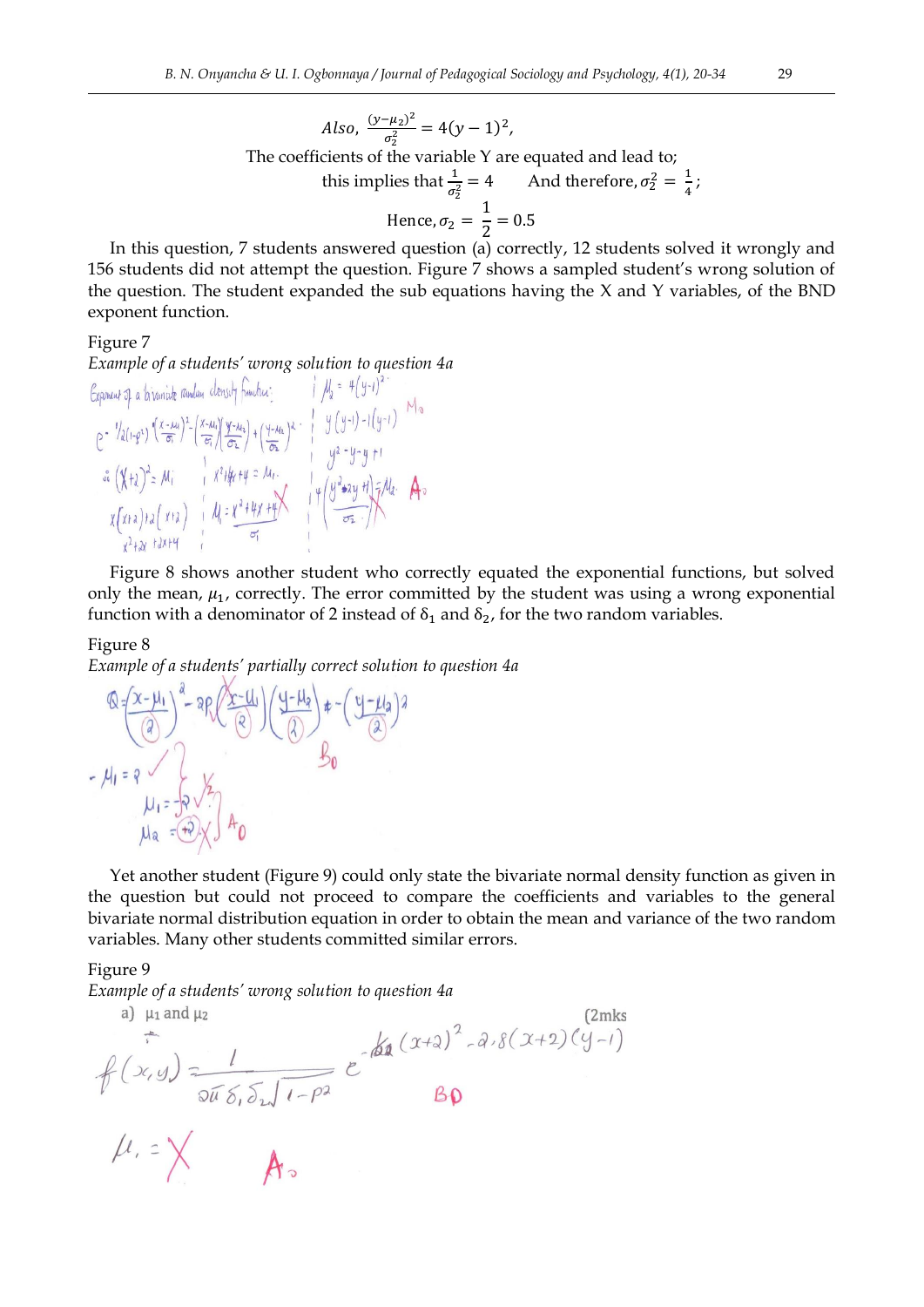$$Also,\ \frac{(y-\mu_2)^2}{\sigma_2^2} = 4(y-1)^2,$$

The coefficients of the variable Y are equated and lead to;

this implies that $\frac{1}{\sigma_2^2} = 4$ And therefore, $\sigma_2^2 = \frac{1}{4}$;

$$\text{Hence}, \sigma_2 = \frac{1}{2} = 0.5$$

In this question, 7 students answered question (a) correctly, 12 students solved it wrongly and 156 students did not attempt the question. Figure 7 shows a sampled student's wrong solution of the question. The student expanded the sub equations having the X and Y variables, of the BND exponent function.

Figure 7

*Example of a students' wrong solution to question 4a*

Figure 8 shows another student who correctly equated the exponential functions, but solved only the mean, $\mu_1$, correctly. The error committed by the student was using a wrong exponential function with a denominator of 2 instead of $\delta_1$ and $\delta_2$, for the two random variables.

Figure 8

*Example of a students' partially correct solution to question 4a*

Yet another student (Figure 9) could only state the bivariate normal density function as given in the question but could not proceed to compare the coefficients and variables to the general bivariate normal distribution equation in order to obtain the mean and variance of the two random variables. Many other students committed similar errors.

Figure 9

*Example of a students' wrong solution to question 4a*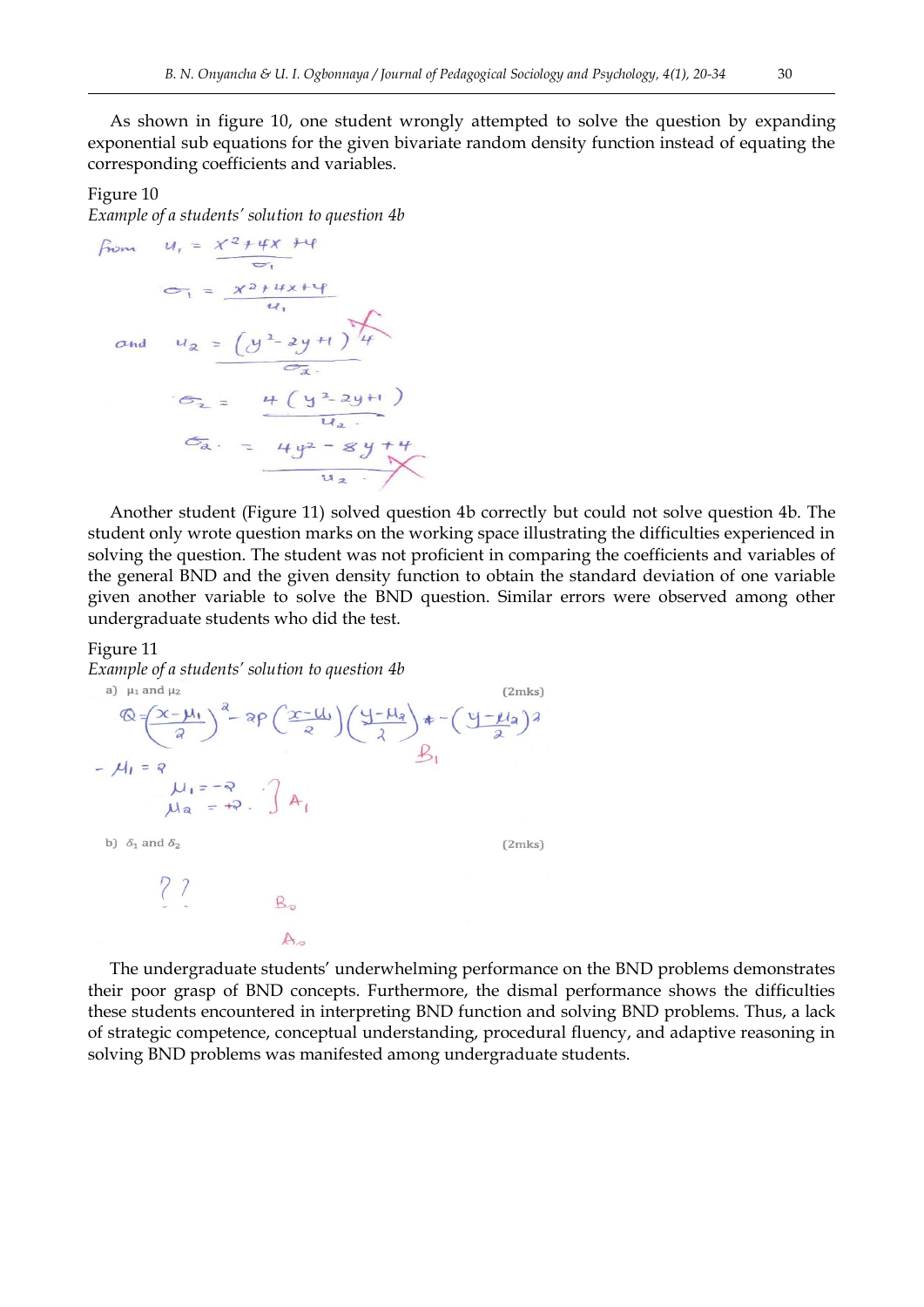As shown in figure 10, one student wrongly attempted to solve the question by expanding exponential sub equations for the given bivariate random density function instead of equating the corresponding coefficients and variables.

Figure 10

*Example of a students' solution to question 4b*

Another student (Figure 11) solved question 4b correctly but could not solve question 4b. The student only wrote question marks on the working space illustrating the difficulties experienced in solving the question. The student was not proficient in comparing the coefficients and variables of the general BND and the given density function to obtain the standard deviation of one variable given another variable to solve the BND question. Similar errors were observed among other undergraduate students who did the test.

Figure 11

*Example of a students' solution to question 4b*

The undergraduate students' underwhelming performance on the BND problems demonstrates their poor grasp of BND concepts. Furthermore, the dismal performance shows the difficulties these students encountered in interpreting BND function and solving BND problems. Thus, a lack of strategic competence, conceptual understanding, procedural fluency, and adaptive reasoning in solving BND problems was manifested among undergraduate students.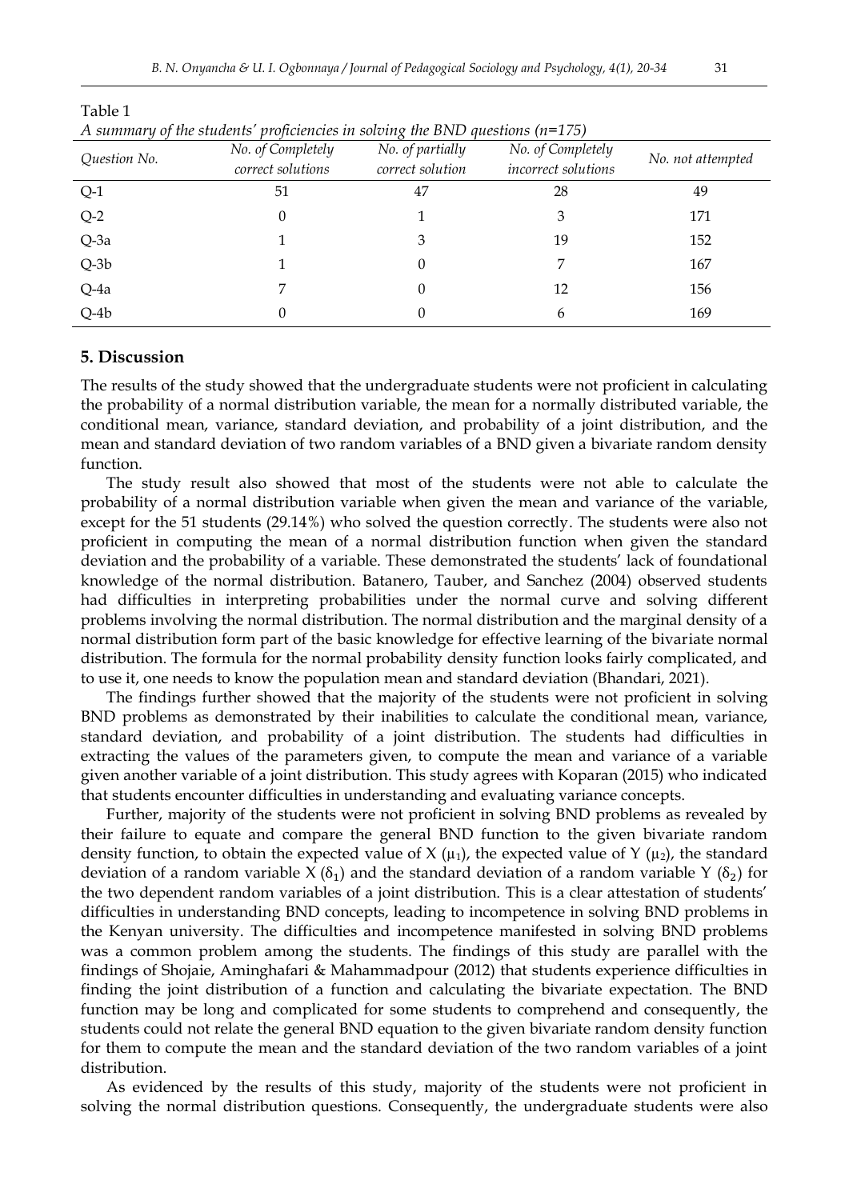Table 1

*A summary of the students' proficiencies in solving the BND questions (n=175)*

| Question No. | No. of Completely correct solutions | No. of partially correct solution | No. of Completely incorrect solutions | No. not attempted |
|---|---|---|---|---|
| Q-1 | 51 | 47 | 28 | 49 |
| Q-2 | 0 | 1 | 3 | 171 |
| Q-3a | 1 | 3 | 19 | 152 |
| Q-3b | 1 | 0 | 7 | 167 |
| Q-4a | 7 | 0 | 12 | 156 |
| Q-4b | 0 | 0 | 6 | 169 |

## 5. Discussion

The results of the study showed that the undergraduate students were not proficient in calculating the probability of a normal distribution variable, the mean for a normally distributed variable, the conditional mean, variance, standard deviation, and probability of a joint distribution, and the mean and standard deviation of two random variables of a BND given a bivariate random density function.

The study result also showed that most of the students were not able to calculate the probability of a normal distribution variable when given the mean and variance of the variable, except for the 51 students (29.14%) who solved the question correctly. The students were also not proficient in computing the mean of a normal distribution function when given the standard deviation and the probability of a variable. These demonstrated the students' lack of foundational knowledge of the normal distribution. Batanero, Tauber, and Sanchez (2004) observed students had difficulties in interpreting probabilities under the normal curve and solving different problems involving the normal distribution. The normal distribution and the marginal density of a normal distribution form part of the basic knowledge for effective learning of the bivariate normal distribution. The formula for the normal probability density function looks fairly complicated, and to use it, one needs to know the population mean and standard deviation (Bhandari, 2021).

The findings further showed that the majority of the students were not proficient in solving BND problems as demonstrated by their inabilities to calculate the conditional mean, variance, standard deviation, and probability of a joint distribution. The students had difficulties in extracting the values of the parameters given, to compute the mean and variance of a variable given another variable of a joint distribution. This study agrees with Koparan (2015) who indicated that students encounter difficulties in understanding and evaluating variance concepts.

Further, majority of the students were not proficient in solving BND problems as revealed by their failure to equate and compare the general BND function to the given bivariate random density function, to obtain the expected value of X ($\mu_1$), the expected value of Y ($\mu_2$), the standard deviation of a random variable X ($\delta_1$) and the standard deviation of a random variable Y ($\delta_2$) for the two dependent random variables of a joint distribution. This is a clear attestation of students' difficulties in understanding BND concepts, leading to incompetence in solving BND problems in the Kenyan university. The difficulties and incompetence manifested in solving BND problems was a common problem among the students. The findings of this study are parallel with the findings of Shojaie, Aminghafari & Mahammadpour (2012) that students experience difficulties in finding the joint distribution of a function and calculating the bivariate expectation. The BND function may be long and complicated for some students to comprehend and consequently, the students could not relate the general BND equation to the given bivariate random density function for them to compute the mean and the standard deviation of the two random variables of a joint distribution.

As evidenced by the results of this study, majority of the students were not proficient in solving the normal distribution questions. Consequently, the undergraduate students were also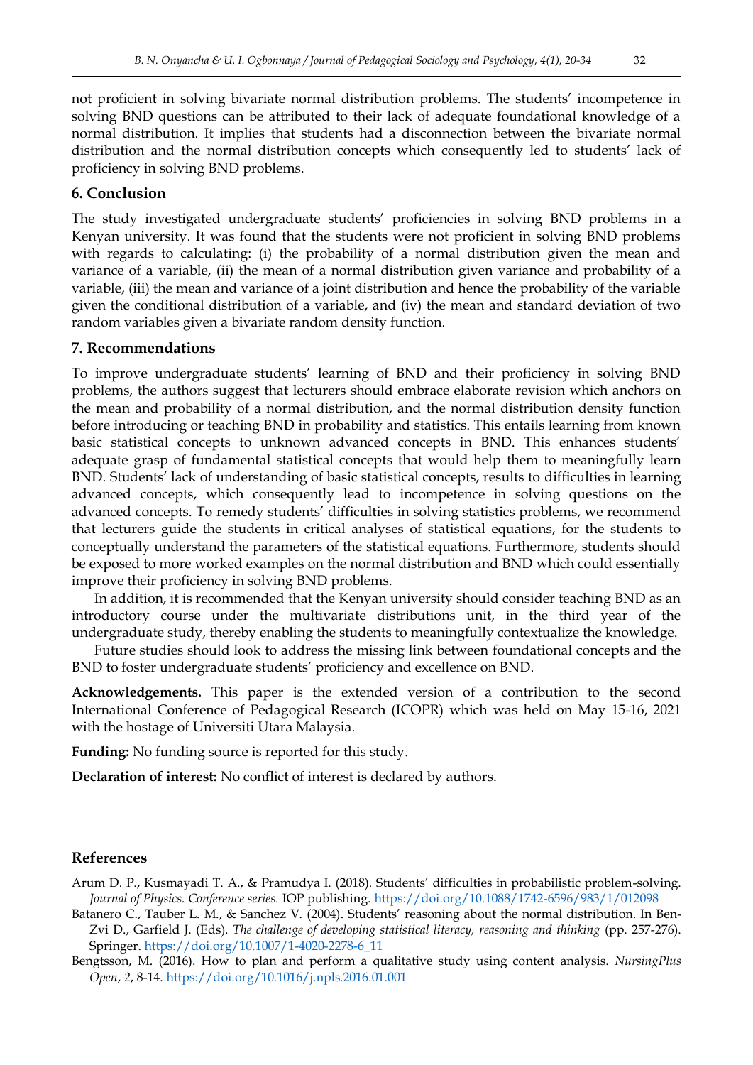not proficient in solving bivariate normal distribution problems. The students' incompetence in solving BND questions can be attributed to their lack of adequate foundational knowledge of a normal distribution. It implies that students had a disconnection between the bivariate normal distribution and the normal distribution concepts which consequently led to students' lack of proficiency in solving BND problems.

## 6. Conclusion

The study investigated undergraduate students' proficiencies in solving BND problems in a Kenyan university. It was found that the students were not proficient in solving BND problems with regards to calculating: (i) the probability of a normal distribution given the mean and variance of a variable, (ii) the mean of a normal distribution given variance and probability of a variable, (iii) the mean and variance of a joint distribution and hence the probability of the variable given the conditional distribution of a variable, and (iv) the mean and standard deviation of two random variables given a bivariate random density function.

## 7. Recommendations

To improve undergraduate students' learning of BND and their proficiency in solving BND problems, the authors suggest that lecturers should embrace elaborate revision which anchors on the mean and probability of a normal distribution, and the normal distribution density function before introducing or teaching BND in probability and statistics. This entails learning from known basic statistical concepts to unknown advanced concepts in BND. This enhances students' adequate grasp of fundamental statistical concepts that would help them to meaningfully learn BND. Students' lack of understanding of basic statistical concepts, results to difficulties in learning advanced concepts, which consequently lead to incompetence in solving questions on the advanced concepts. To remedy students' difficulties in solving statistics problems, we recommend that lecturers guide the students in critical analyses of statistical equations, for the students to conceptually understand the parameters of the statistical equations. Furthermore, students should be exposed to more worked examples on the normal distribution and BND which could essentially improve their proficiency in solving BND problems.

In addition, it is recommended that the Kenyan university should consider teaching BND as an introductory course under the multivariate distributions unit, in the third year of the undergraduate study, thereby enabling the students to meaningfully contextualize the knowledge.

Future studies should look to address the missing link between foundational concepts and the BND to foster undergraduate students' proficiency and excellence on BND.

**Acknowledgements.** This paper is the extended version of a contribution to the second International Conference of Pedagogical Research (ICOPR) which was held on May 15-16, 2021 with the hostage of Universiti Utara Malaysia.

**Funding:** No funding source is reported for this study.

**Declaration of interest:** No conflict of interest is declared by authors.

## References

Arum D. P., Kusmayadi T. A., & Pramudya I. (2018). Students' difficulties in probabilistic problem-solving. *Journal of Physics. Conference series.* IOP publishing. https://doi.org/10.1088/1742-6596/983/1/012098

Batanero C., Tauber L. M., & Sanchez V. (2004). Students' reasoning about the normal distribution. In Ben-Zvi D., Garfield J. (Eds). *The challenge of developing statistical literacy, reasoning and thinking* (pp. 257-276). Springer. https://doi.org/10.1007/1-4020-2278-6_11

Bengtsson, M. (2016). How to plan and perform a qualitative study using content analysis. *NursingPlus Open*, *2*, 8-14. https://doi.org/10.1016/j.npls.2016.01.001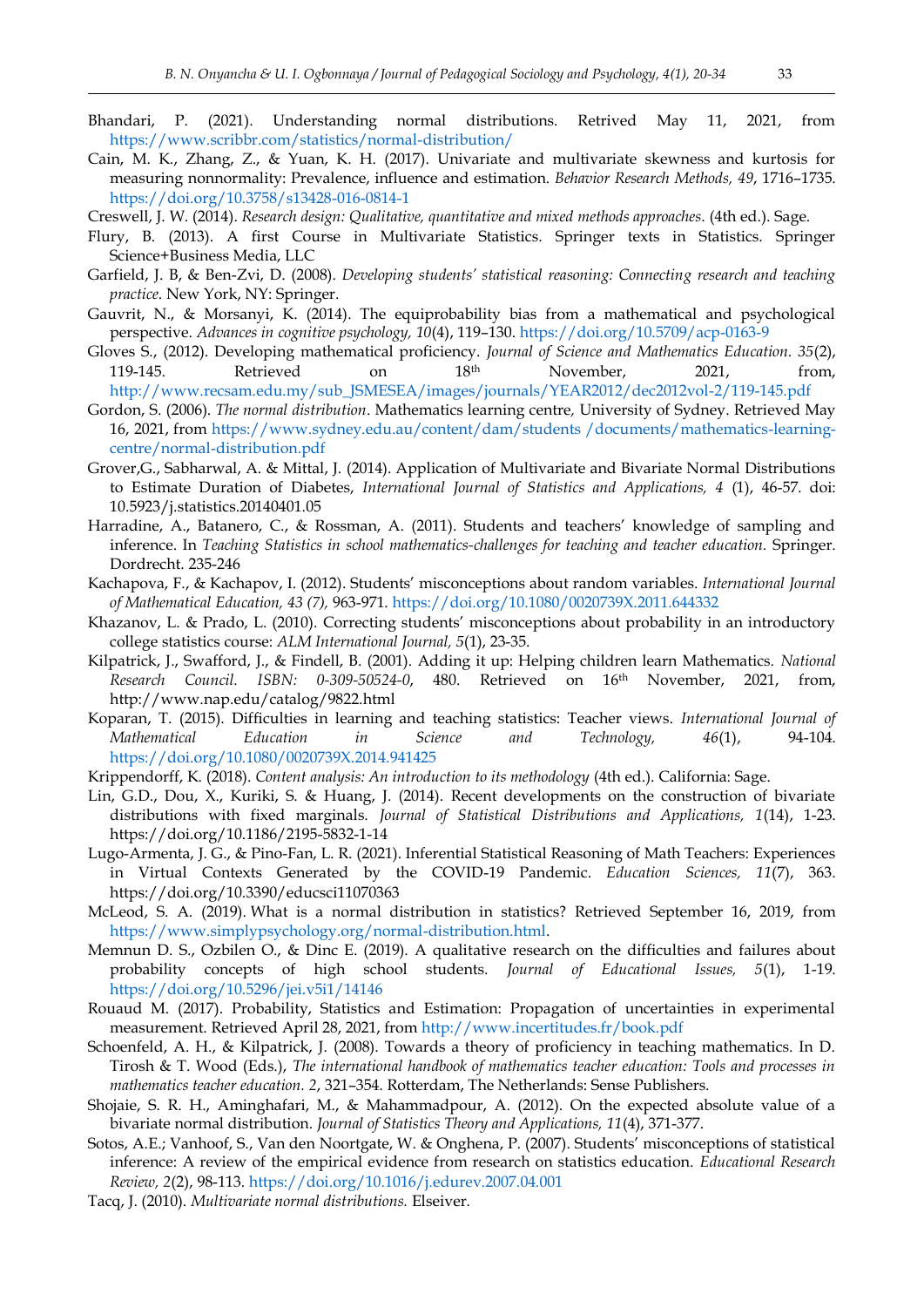Bhandari, P. (2021). Understanding normal distributions. Retrived May 11, 2021, from https://www.scribbr.com/statistics/normal-distribution/

Cain, M. K., Zhang, Z., & Yuan, K. H. (2017). Univariate and multivariate skewness and kurtosis for measuring nonnormality: Prevalence, influence and estimation. *Behavior Research Methods, 49*, 1716–1735. https://doi.org/10.3758/s13428-016-0814-1

Creswell, J. W. (2014). *Research design: Qualitative, quantitative and mixed methods approaches*. (4th ed.). Sage.

Flury, B. (2013). A first Course in Multivariate Statistics. Springer texts in Statistics. Springer Science+Business Media, LLC

Garfield, J. B, & Ben-Zvi, D. (2008). *Developing students' statistical reasoning: Connecting research and teaching practice*. New York, NY: Springer.

Gauvrit, N., & Morsanyi, K. (2014). The equiprobability bias from a mathematical and psychological perspective. *Advances in cognitive psychology, 10*(4), 119–130. https://doi.org/10.5709/acp-0163-9

Gloves S., (2012). Developing mathematical proficiency. *Journal of Science and Mathematics Education. 35*(2), 119-145. Retrieved on 18th November, 2021, from, http://www.recsam.edu.my/sub_JSMESEA/images/journals/YEAR2012/dec2012vol-2/119-145.pdf

Gordon, S. (2006). *The normal distribution*. Mathematics learning centre, University of Sydney. Retrieved May 16, 2021, from https://www.sydney.edu.au/content/dam/students /documents/mathematics-learning-centre/normal-distribution.pdf

Grover,G., Sabharwal, A. & Mittal, J. (2014). Application of Multivariate and Bivariate Normal Distributions to Estimate Duration of Diabetes, *International Journal of Statistics and Applications, 4* (1), 46-57. doi: 10.5923/j.statistics.20140401.05

Harradine, A., Batanero, C., & Rossman, A. (2011). Students and teachers' knowledge of sampling and inference. In *Teaching Statistics in school mathematics-challenges for teaching and teacher education.* Springer. Dordrecht. 235-246

Kachapova, F., & Kachapov, I. (2012). Students' misconceptions about random variables. *International Journal of Mathematical Education, 43 (7),* 963-971. https://doi.org/10.1080/0020739X.2011.644332

Khazanov, L. & Prado, L. (2010). Correcting students' misconceptions about probability in an introductory college statistics course: *ALM International Journal, 5*(1), 23-35.

Kilpatrick, J., Swafford, J., & Findell, B. (2001). Adding it up: Helping children learn Mathematics. *National Research Council. ISBN: 0-309-50524-0*, 480. Retrieved on 16th November, 2021, from, http://www.nap.edu/catalog/9822.html

Koparan, T. (2015). Difficulties in learning and teaching statistics: Teacher views. *International Journal of Mathematical Education in Science and Technology, 46*(1), 94-104. https://doi.org/10.1080/0020739X.2014.941425

Krippendorff, K. (2018). *Content analysis: An introduction to its methodology* (4th ed.). California: Sage.

Lin, G.D., Dou, X., Kuriki, S. & Huang, J. (2014). Recent developments on the construction of bivariate distributions with fixed marginals. *Journal of Statistical Distributions and Applications, 1*(14), 1-23. https://doi.org/10.1186/2195-5832-1-14

Lugo-Armenta, J. G., & Pino-Fan, L. R. (2021). Inferential Statistical Reasoning of Math Teachers: Experiences in Virtual Contexts Generated by the COVID-19 Pandemic. *Education Sciences, 11*(7), 363. https://doi.org/10.3390/educsci11070363

McLeod, S. A. (2019). What is a normal distribution in statistics? Retrieved September 16, 2019, from https://www.simplypsychology.org/normal-distribution.html.

Memnun D. S., Ozbilen O., & Dinc E. (2019). A qualitative research on the difficulties and failures about probability concepts of high school students. *Journal of Educational Issues, 5*(1), 1-19. https://doi.org/10.5296/jei.v5i1/14146

Rouaud M. (2017). Probability, Statistics and Estimation: Propagation of uncertainties in experimental measurement. Retrieved April 28, 2021, from http://www.incertitudes.fr/book.pdf

Schoenfeld, A. H., & Kilpatrick, J. (2008). Towards a theory of proficiency in teaching mathematics. In D. Tirosh & T. Wood (Eds.), *The international handbook of mathematics teacher education: Tools and processes in mathematics teacher education. 2*, 321–354. Rotterdam, The Netherlands: Sense Publishers.

Shojaie, S. R. H., Aminghafari, M., & Mahammadpour, A. (2012). On the expected absolute value of a bivariate normal distribution. *Journal of Statistics Theory and Applications, 11*(4), 371-377.

Sotos, A.E.; Vanhoof, S., Van den Noortgate, W. & Onghena, P. (2007). Students' misconceptions of statistical inference: A review of the empirical evidence from research on statistics education. *Educational Research Review, 2*(2), 98-113. https://doi.org/10.1016/j.edurev.2007.04.001

Tacq, J. (2010). *Multivariate normal distributions.* Elseiver.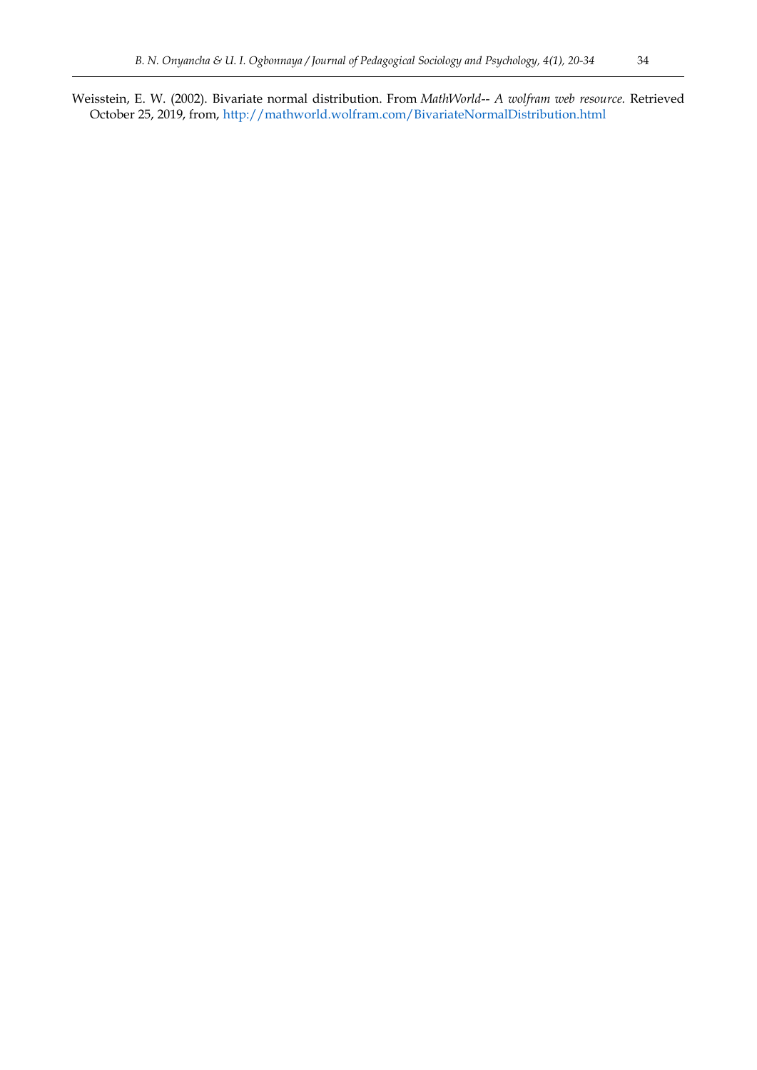Weisstein, E. W. (2002). Bivariate normal distribution. From *MathWorld-- A wolfram web resource.* Retrieved October 25, 2019, from, http://mathworld.wolfram.com/BivariateNormalDistribution.html